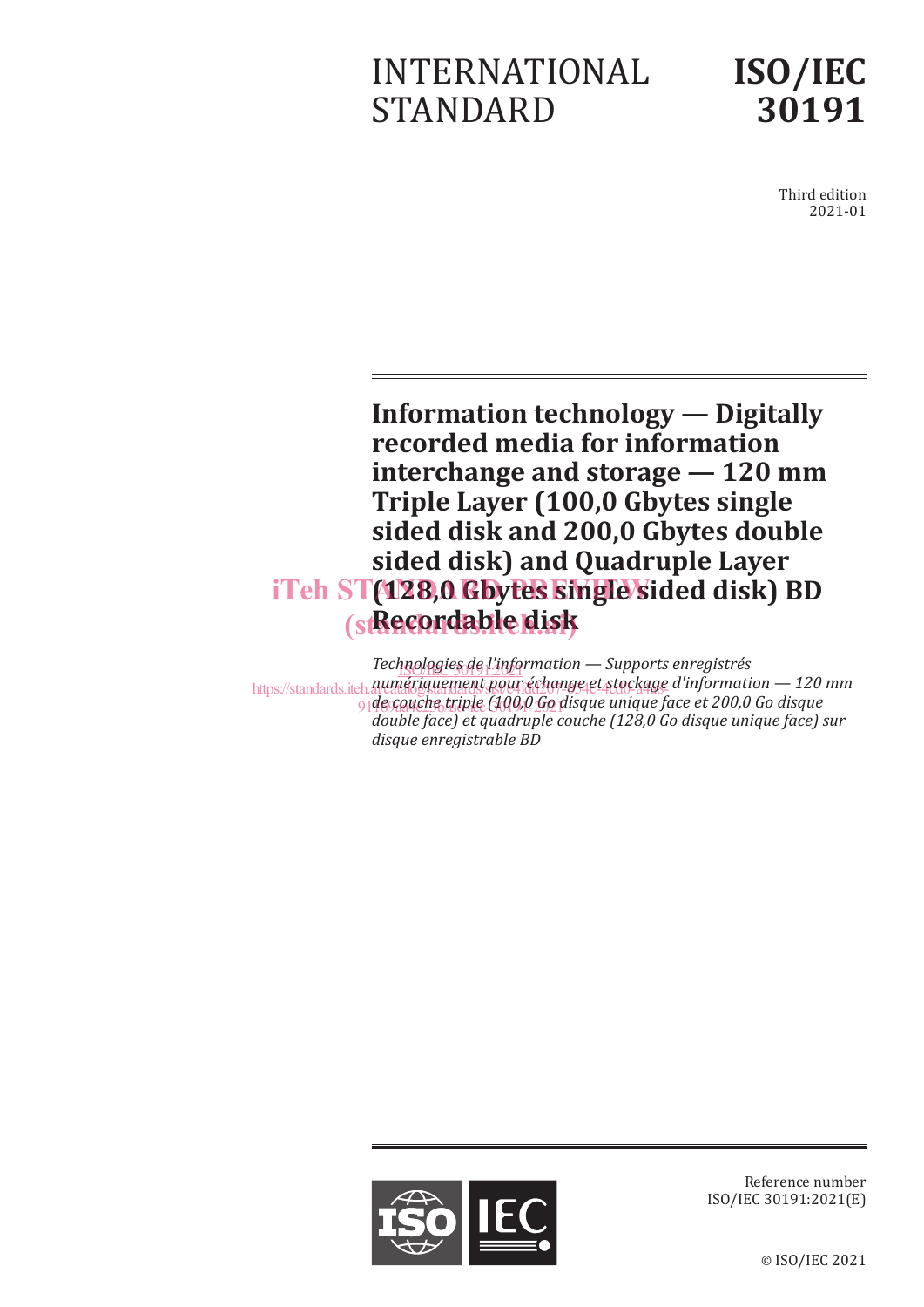# INTERNATIONAL STANDARD

# ISO/IEC 30191

Third edition
2021-01

## Information technology — Digitally recorded media for information interchange and storage — 120 mm Triple Layer (100,0 Gbytes single sided disk and 200,0 Gbytes double sided disk) and Quadruple Layer (128,0 Gbytes single sided disk) BD Recordable disk

*Technologies de l'information — Supports enregistrés numériquement pour échange et stockage d'information — 120 mm de couche triple (100,0 Go disque unique face et 200,0 Go disque double face) et quadruple couche (128,0 Go disque unique face) sur disque enregistrable BD*

Reference number
ISO/IEC 30191:2021(E)

© ISO/IEC 2021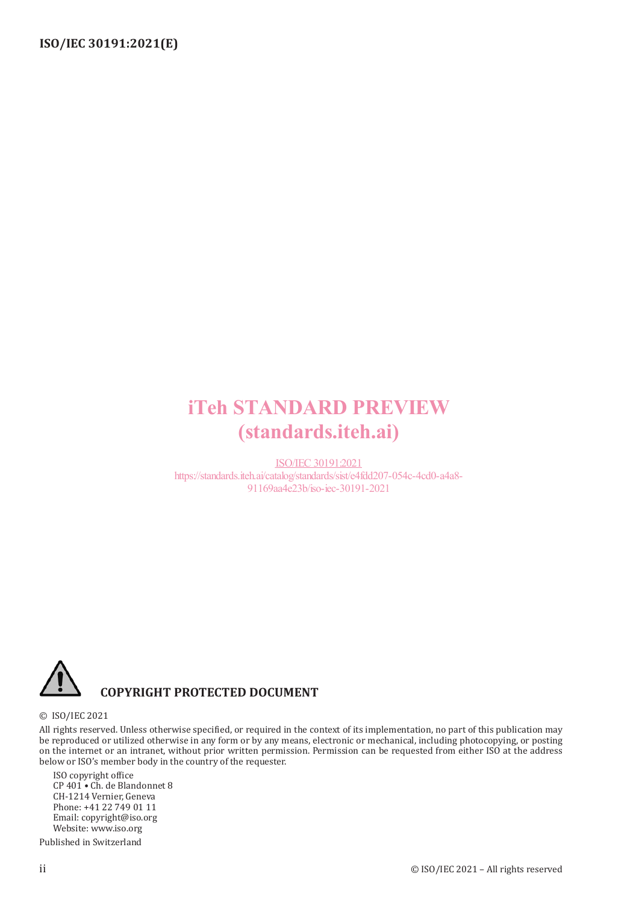iTeh STANDARD PREVIEW
(standards.iteh.ai)

ISO/IEC 30191:2021
https://standards.iteh.ai/catalog/standards/sist/e4fdd207-054c-4cd0-a4a8-91169aa4e23b/iso-iec-30191-2021

**COPYRIGHT PROTECTED DOCUMENT**

© ISO/IEC 2021

All rights reserved. Unless otherwise specified, or required in the context of its implementation, no part of this publication may be reproduced or utilized otherwise in any form or by any means, electronic or mechanical, including photocopying, or posting on the internet or an intranet, without prior written permission. Permission can be requested from either ISO at the address below or ISO's member body in the country of the requester.

ISO copyright office
CP 401 • Ch. de Blandonnet 8
CH-1214 Vernier, Geneva
Phone: +41 22 749 01 11
Email: copyright@iso.org
Website: www.iso.org

Published in Switzerland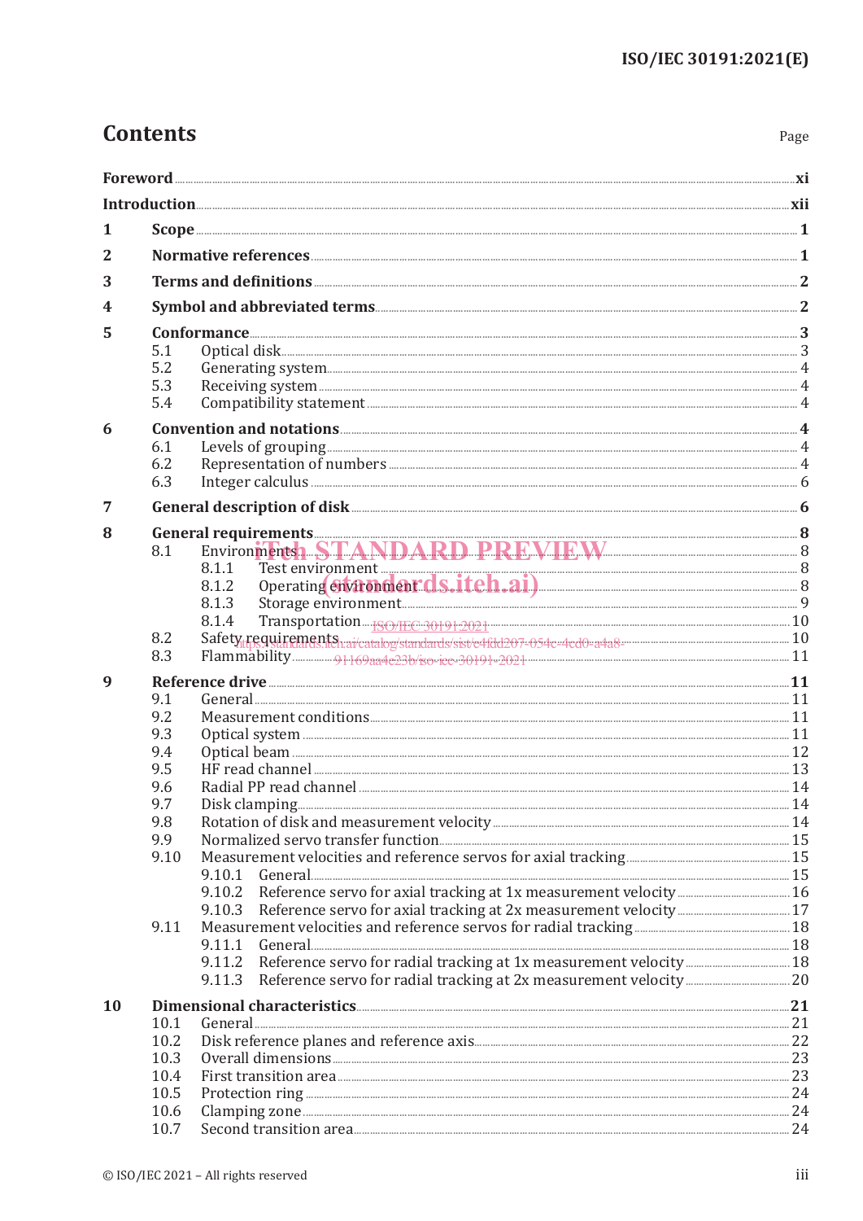# Contents

Page

**Foreword** ..... **xi**

**Introduction** ..... **xii**

**1 Scope** ..... **1**

**2 Normative references** ..... **1**

**3 Terms and definitions** ..... **2**

**4 Symbol and abbreviated terms** ..... **2**

**5 Conformance** ..... **3**

- 5.1 Optical disk ..... 3
- 5.2 Generating system ..... 4
- 5.3 Receiving system ..... 4
- 5.4 Compatibility statement ..... 4

**6 Convention and notations** ..... **4**

- 6.1 Levels of grouping ..... 4
- 6.2 Representation of numbers ..... 4
- 6.3 Integer calculus ..... 6

**7 General description of disk** ..... **6**

**8 General requirements** ..... **8**

- 8.1 Environments ..... 8
  - 8.1.1 Test environment ..... 8
  - 8.1.2 Operating environment ..... 8
  - 8.1.3 Storage environment ..... 9
  - 8.1.4 Transportation ..... 10
- 8.2 Safety requirements ..... 10
- 8.3 Flammability ..... 11

**9 Reference drive** ..... **11**

- 9.1 General ..... 11
- 9.2 Measurement conditions ..... 11
- 9.3 Optical system ..... 11
- 9.4 Optical beam ..... 12
- 9.5 HF read channel ..... 13
- 9.6 Radial PP read channel ..... 14
- 9.7 Disk clamping ..... 14
- 9.8 Rotation of disk and measurement velocity ..... 14
- 9.9 Normalized servo transfer function ..... 15
- 9.10 Measurement velocities and reference servos for axial tracking ..... 15
  - 9.10.1 General ..... 15
  - 9.10.2 Reference servo for axial tracking at 1x measurement velocity ..... 16
  - 9.10.3 Reference servo for axial tracking at 2x measurement velocity ..... 17
- 9.11 Measurement velocities and reference servos for radial tracking ..... 18
  - 9.11.1 General ..... 18
  - 9.11.2 Reference servo for radial tracking at 1x measurement velocity ..... 18
  - 9.11.3 Reference servo for radial tracking at 2x measurement velocity ..... 20

**10 Dimensional characteristics** ..... **21**

- 10.1 General ..... 21
- 10.2 Disk reference planes and reference axis ..... 22
- 10.3 Overall dimensions ..... 23
- 10.4 First transition area ..... 23
- 10.5 Protection ring ..... 24
- 10.6 Clamping zone ..... 24
- 10.7 Second transition area ..... 24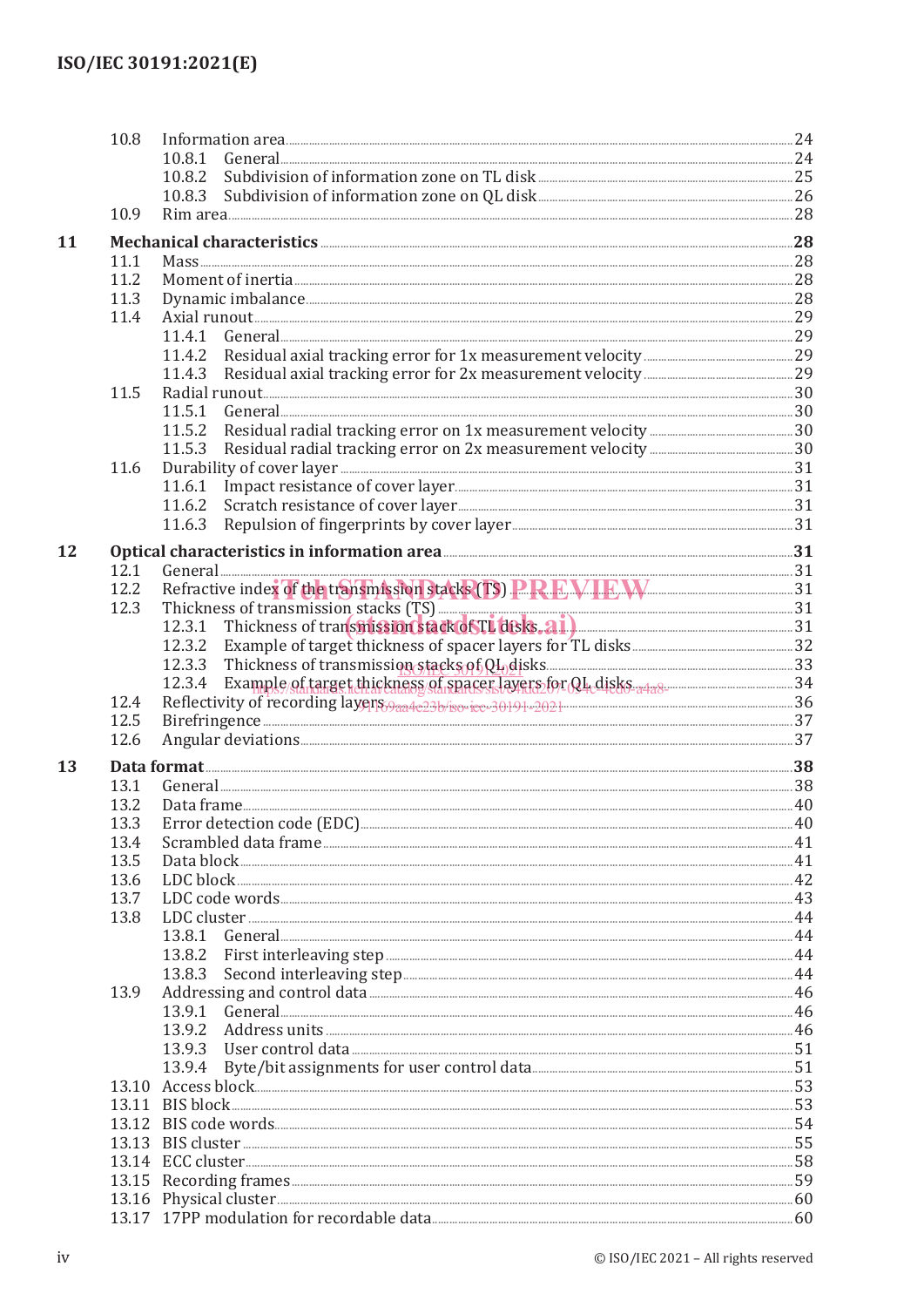| | | | |
|---|---|---|---|
| | 10.8 | Information area | 24 |
| | | 10.8.1 General | 24 |
| | | 10.8.2 Subdivision of information zone on TL disk | 25 |
| | | 10.8.3 Subdivision of information zone on QL disk | 26 |
| | 10.9 | Rim area | 28 |
| **11** | **Mechanical characteristics** | | **28** |
| | 11.1 | Mass | 28 |
| | 11.2 | Moment of inertia | 28 |
| | 11.3 | Dynamic imbalance | 28 |
| | 11.4 | Axial runout | 29 |
| | | 11.4.1 General | 29 |
| | | 11.4.2 Residual axial tracking error for 1x measurement velocity | 29 |
| | | 11.4.3 Residual axial tracking error for 2x measurement velocity | 29 |
| | 11.5 | Radial runout | 30 |
| | | 11.5.1 General | 30 |
| | | 11.5.2 Residual radial tracking error on 1x measurement velocity | 30 |
| | | 11.5.3 Residual radial tracking error on 2x measurement velocity | 30 |
| | 11.6 | Durability of cover layer | 31 |
| | | 11.6.1 Impact resistance of cover layer | 31 |
| | | 11.6.2 Scratch resistance of cover layer | 31 |
| | | 11.6.3 Repulsion of fingerprints by cover layer | 31 |
| **12** | **Optical characteristics in information area** | | **31** |
| | 12.1 | General | 31 |
| | 12.2 | Refractive index of the transmission stacks (TS) | 31 |
| | 12.3 | Thickness of transmission stacks (TS) | 31 |
| | | 12.3.1 Thickness of transmission stack of TL disks | 31 |
| | | 12.3.2 Example of target thickness of spacer layers for TL disks | 32 |
| | | 12.3.3 Thickness of transmission stacks of QL disks | 33 |
| | | 12.3.4 Example of target thickness of spacer layers for QL disks | 34 |
| | 12.4 | Reflectivity of recording layers | 36 |
| | 12.5 | Birefringence | 37 |
| | 12.6 | Angular deviations | 37 |
| **13** | **Data format** | | **38** |
| | 13.1 | General | 38 |
| | 13.2 | Data frame | 40 |
| | 13.3 | Error detection code (EDC) | 40 |
| | 13.4 | Scrambled data frame | 41 |
| | 13.5 | Data block | 41 |
| | 13.6 | LDC block | 42 |
| | 13.7 | LDC code words | 43 |
| | 13.8 | LDC cluster | 44 |
| | | 13.8.1 General | 44 |
| | | 13.8.2 First interleaving step | 44 |
| | | 13.8.3 Second interleaving step | 44 |
| | 13.9 | Addressing and control data | 46 |
| | | 13.9.1 General | 46 |
| | | 13.9.2 Address units | 46 |
| | | 13.9.3 User control data | 51 |
| | | 13.9.4 Byte/bit assignments for user control data | 51 |
| | 13.10 | Access block | 53 |
| | 13.11 | BIS block | 53 |
| | 13.12 | BIS code words | 54 |
| | 13.13 | BIS cluster | 55 |
| | 13.14 | ECC cluster | 58 |
| | 13.15 | Recording frames | 59 |
| | 13.16 | Physical cluster | 60 |
| | 13.17 | 17PP modulation for recordable data | 60 |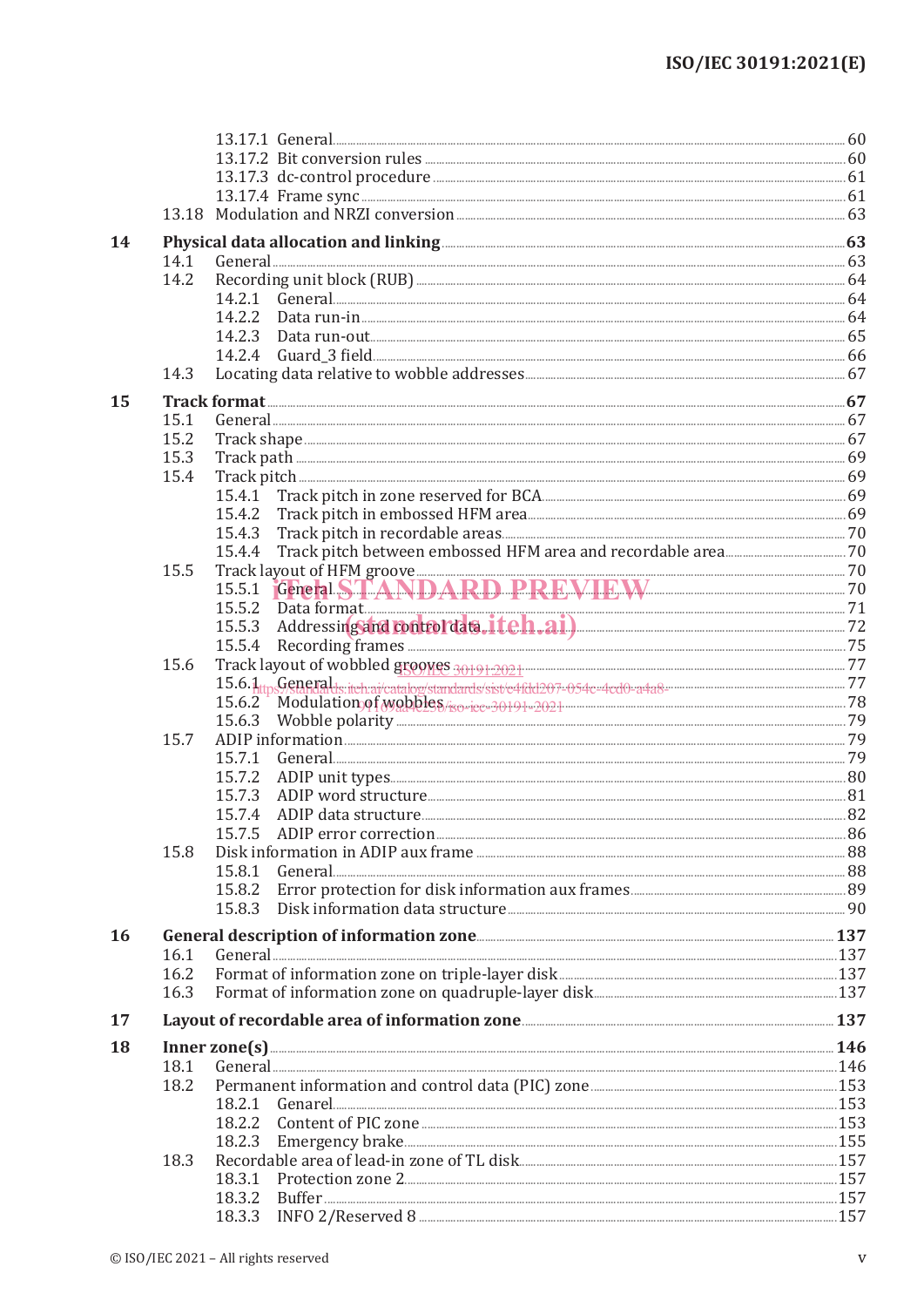| | | |
|---|---|---|
| 13.17.1 | General | 60 |
| 13.17.2 | Bit conversion rules | 60 |
| 13.17.3 | dc-control procedure | 61 |
| 13.17.4 | Frame sync | 61 |
| 13.18 | Modulation and NRZI conversion | 63 |
| **14** | **Physical data allocation and linking** | **63** |
| 14.1 | General | 63 |
| 14.2 | Recording unit block (RUB) | 64 |
| 14.2.1 | General | 64 |
| 14.2.2 | Data run-in | 64 |
| 14.2.3 | Data run-out | 65 |
| 14.2.4 | Guard_3 field | 66 |
| 14.3 | Locating data relative to wobble addresses | 67 |
| **15** | **Track format** | **67** |
| 15.1 | General | 67 |
| 15.2 | Track shape | 67 |
| 15.3 | Track path | 69 |
| 15.4 | Track pitch | 69 |
| 15.4.1 | Track pitch in zone reserved for BCA | 69 |
| 15.4.2 | Track pitch in embossed HFM area | 69 |
| 15.4.3 | Track pitch in recordable areas | 70 |
| 15.4.4 | Track pitch between embossed HFM area and recordable area | 70 |
| 15.5 | Track layout of HFM groove | 70 |
| 15.5.1 | General | 70 |
| 15.5.2 | Data format | 71 |
| 15.5.3 | Addressing and control data | 72 |
| 15.5.4 | Recording frames | 75 |
| 15.6 | Track layout of wobbled grooves | 77 |
| 15.6.1 | General | 77 |
| 15.6.2 | Modulation of wobbles | 78 |
| 15.6.3 | Wobble polarity | 79 |
| 15.7 | ADIP information | 79 |
| 15.7.1 | General | 79 |
| 15.7.2 | ADIP unit types | 80 |
| 15.7.3 | ADIP word structure | 81 |
| 15.7.4 | ADIP data structure | 82 |
| 15.7.5 | ADIP error correction | 86 |
| 15.8 | Disk information in ADIP aux frame | 88 |
| 15.8.1 | General | 88 |
| 15.8.2 | Error protection for disk information aux frames | 89 |
| 15.8.3 | Disk information data structure | 90 |
| **16** | **General description of information zone** | **137** |
| 16.1 | General | 137 |
| 16.2 | Format of information zone on triple-layer disk | 137 |
| 16.3 | Format of information zone on quadruple-layer disk | 137 |
| **17** | **Layout of recordable area of information zone** | **137** |
| **18** | **Inner zone(s)** | **146** |
| 18.1 | General | 146 |
| 18.2 | Permanent information and control data (PIC) zone | 153 |
| 18.2.1 | Genarel | 153 |
| 18.2.2 | Content of PIC zone | 153 |
| 18.2.3 | Emergency brake | 155 |
| 18.3 | Recordable area of lead-in zone of TL disk | 157 |
| 18.3.1 | Protection zone 2 | 157 |
| 18.3.2 | Buffer | 157 |
| 18.3.3 | INFO 2/Reserved 8 | 157 |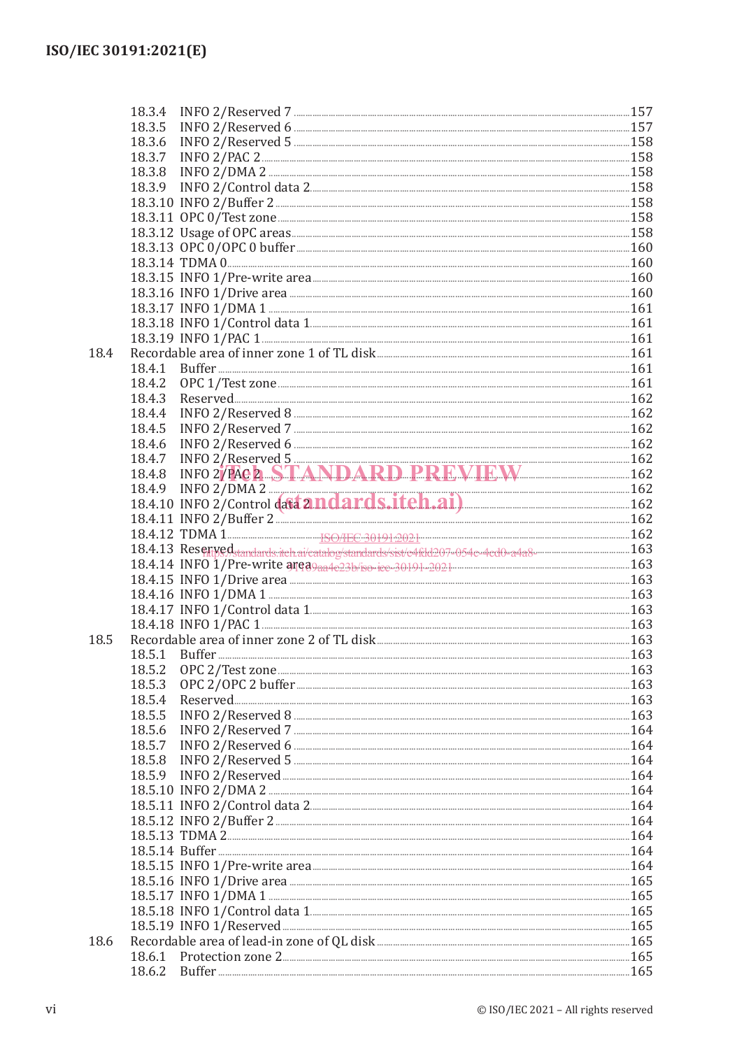18.3.4 INFO 2/Reserved 7 ..... 157
18.3.5 INFO 2/Reserved 6 ..... 157
18.3.6 INFO 2/Reserved 5 ..... 158
18.3.7 INFO 2/PAC 2 ..... 158
18.3.8 INFO 2/DMA 2 ..... 158
18.3.9 INFO 2/Control data 2 ..... 158
18.3.10 INFO 2/Buffer 2 ..... 158
18.3.11 OPC 0/Test zone ..... 158
18.3.12 Usage of OPC areas ..... 158
18.3.13 OPC 0/OPC 0 buffer ..... 160
18.3.14 TDMA 0 ..... 160
18.3.15 INFO 1/Pre-write area ..... 160
18.3.16 INFO 1/Drive area ..... 160
18.3.17 INFO 1/DMA 1 ..... 161
18.3.18 INFO 1/Control data 1 ..... 161
18.3.19 INFO 1/PAC 1 ..... 161

18.4 Recordable area of inner zone 1 of TL disk ..... 161
18.4.1 Buffer ..... 161
18.4.2 OPC 1/Test zone ..... 161
18.4.3 Reserved ..... 162
18.4.4 INFO 2/Reserved 8 ..... 162
18.4.5 INFO 2/Reserved 7 ..... 162
18.4.6 INFO 2/Reserved 6 ..... 162
18.4.7 INFO 2/Reserved 5 ..... 162
18.4.8 INFO 2/PAC 2 ..... 162
18.4.9 INFO 2/DMA 2 ..... 162
18.4.10 INFO 2/Control data 2 ..... 162
18.4.11 INFO 2/Buffer 2 ..... 162
18.4.12 TDMA 1 ..... 162
18.4.13 Reserved ..... 163
18.4.14 INFO 1/Pre-write area ..... 163
18.4.15 INFO 1/Drive area ..... 163
18.4.16 INFO 1/DMA 1 ..... 163
18.4.17 INFO 1/Control data 1 ..... 163
18.4.18 INFO 1/PAC 1 ..... 163

18.5 Recordable area of inner zone 2 of TL disk ..... 163
18.5.1 Buffer ..... 163
18.5.2 OPC 2/Test zone ..... 163
18.5.3 OPC 2/OPC 2 buffer ..... 163
18.5.4 Reserved ..... 163
18.5.5 INFO 2/Reserved 8 ..... 163
18.5.6 INFO 2/Reserved 7 ..... 164
18.5.7 INFO 2/Reserved 6 ..... 164
18.5.8 INFO 2/Reserved 5 ..... 164
18.5.9 INFO 2/Reserved ..... 164
18.5.10 INFO 2/DMA 2 ..... 164
18.5.11 INFO 2/Control data 2 ..... 164
18.5.12 INFO 2/Buffer 2 ..... 164
18.5.13 TDMA 2 ..... 164
18.5.14 Buffer ..... 164
18.5.15 INFO 1/Pre-write area ..... 164
18.5.16 INFO 1/Drive area ..... 165
18.5.17 INFO 1/DMA 1 ..... 165
18.5.18 INFO 1/Control data 1 ..... 165
18.5.19 INFO 1/Reserved ..... 165

18.6 Recordable area of lead-in zone of QL disk ..... 165
18.6.1 Protection zone 2 ..... 165
18.6.2 Buffer ..... 165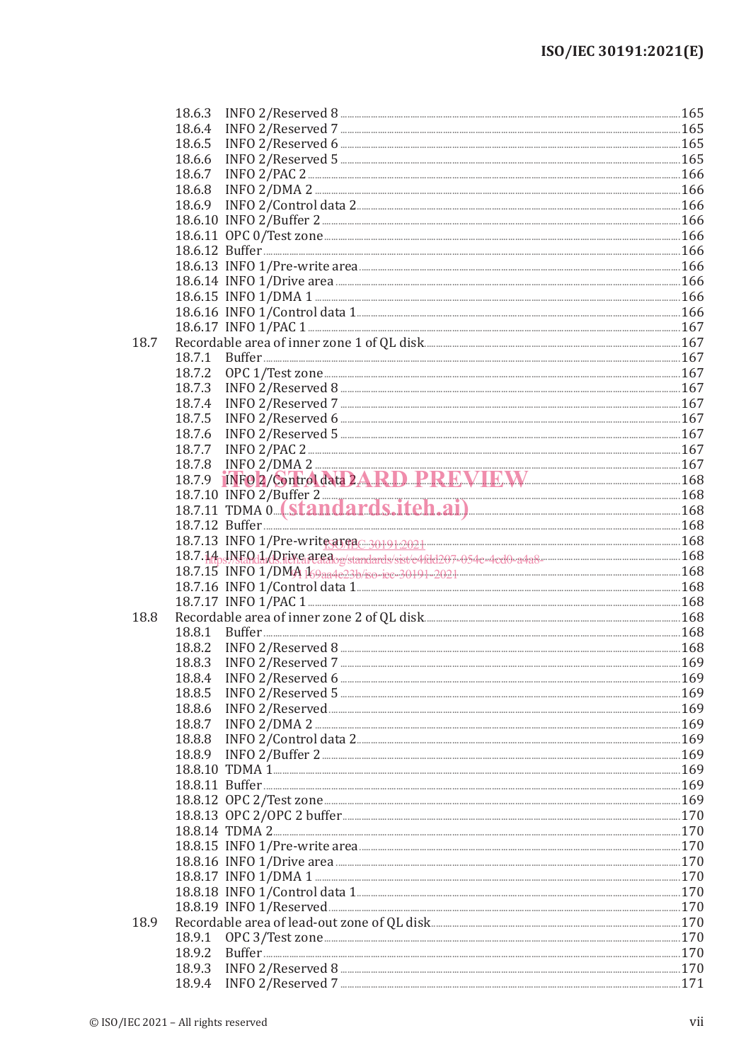18.6.3 INFO 2/Reserved 8 ... 165
18.6.4 INFO 2/Reserved 7 ... 165
18.6.5 INFO 2/Reserved 6 ... 165
18.6.6 INFO 2/Reserved 5 ... 165
18.6.7 INFO 2/PAC 2 ... 166
18.6.8 INFO 2/DMA 2 ... 166
18.6.9 INFO 2/Control data 2 ... 166
18.6.10 INFO 2/Buffer 2 ... 166
18.6.11 OPC 0/Test zone ... 166
18.6.12 Buffer ... 166
18.6.13 INFO 1/Pre-write area ... 166
18.6.14 INFO 1/Drive area ... 166
18.6.15 INFO 1/DMA 1 ... 166
18.6.16 INFO 1/Control data 1 ... 166
18.6.17 INFO 1/PAC 1 ... 167

18.7 Recordable area of inner zone 1 of QL disk ... 167
18.7.1 Buffer ... 167
18.7.2 OPC 1/Test zone ... 167
18.7.3 INFO 2/Reserved 8 ... 167
18.7.4 INFO 2/Reserved 7 ... 167
18.7.5 INFO 2/Reserved 6 ... 167
18.7.6 INFO 2/Reserved 5 ... 167
18.7.7 INFO 2/PAC 2 ... 167
18.7.8 INFO 2/DMA 2 ... 167
18.7.9 INFO 2/Control data 2 ... 168
18.7.10 INFO 2/Buffer 2 ... 168
18.7.11 TDMA 0 ... 168
18.7.12 Buffer ... 168
18.7.13 INFO 1/Pre-write area ... 168
18.7.14 INFO 1/Drive area ... 168
18.7.15 INFO 1/DMA 1 ... 168
18.7.16 INFO 1/Control data 1 ... 168
18.7.17 INFO 1/PAC 1 ... 168

18.8 Recordable area of inner zone 2 of QL disk ... 168
18.8.1 Buffer ... 168
18.8.2 INFO 2/Reserved 8 ... 168
18.8.3 INFO 2/Reserved 7 ... 169
18.8.4 INFO 2/Reserved 6 ... 169
18.8.5 INFO 2/Reserved 5 ... 169
18.8.6 INFO 2/Reserved ... 169
18.8.7 INFO 2/DMA 2 ... 169
18.8.8 INFO 2/Control data 2 ... 169
18.8.9 INFO 2/Buffer 2 ... 169
18.8.10 TDMA 1 ... 169
18.8.11 Buffer ... 169
18.8.12 OPC 2/Test zone ... 169
18.8.13 OPC 2/OPC 2 buffer ... 170
18.8.14 TDMA 2 ... 170
18.8.15 INFO 1/Pre-write area ... 170
18.8.16 INFO 1/Drive area ... 170
18.8.17 INFO 1/DMA 1 ... 170
18.8.18 INFO 1/Control data 1 ... 170
18.8.19 INFO 1/Reserved ... 170

18.9 Recordable area of lead-out zone of QL disk ... 170
18.9.1 OPC 3/Test zone ... 170
18.9.2 Buffer ... 170
18.9.3 INFO 2/Reserved 8 ... 170
18.9.4 INFO 2/Reserved 7 ... 171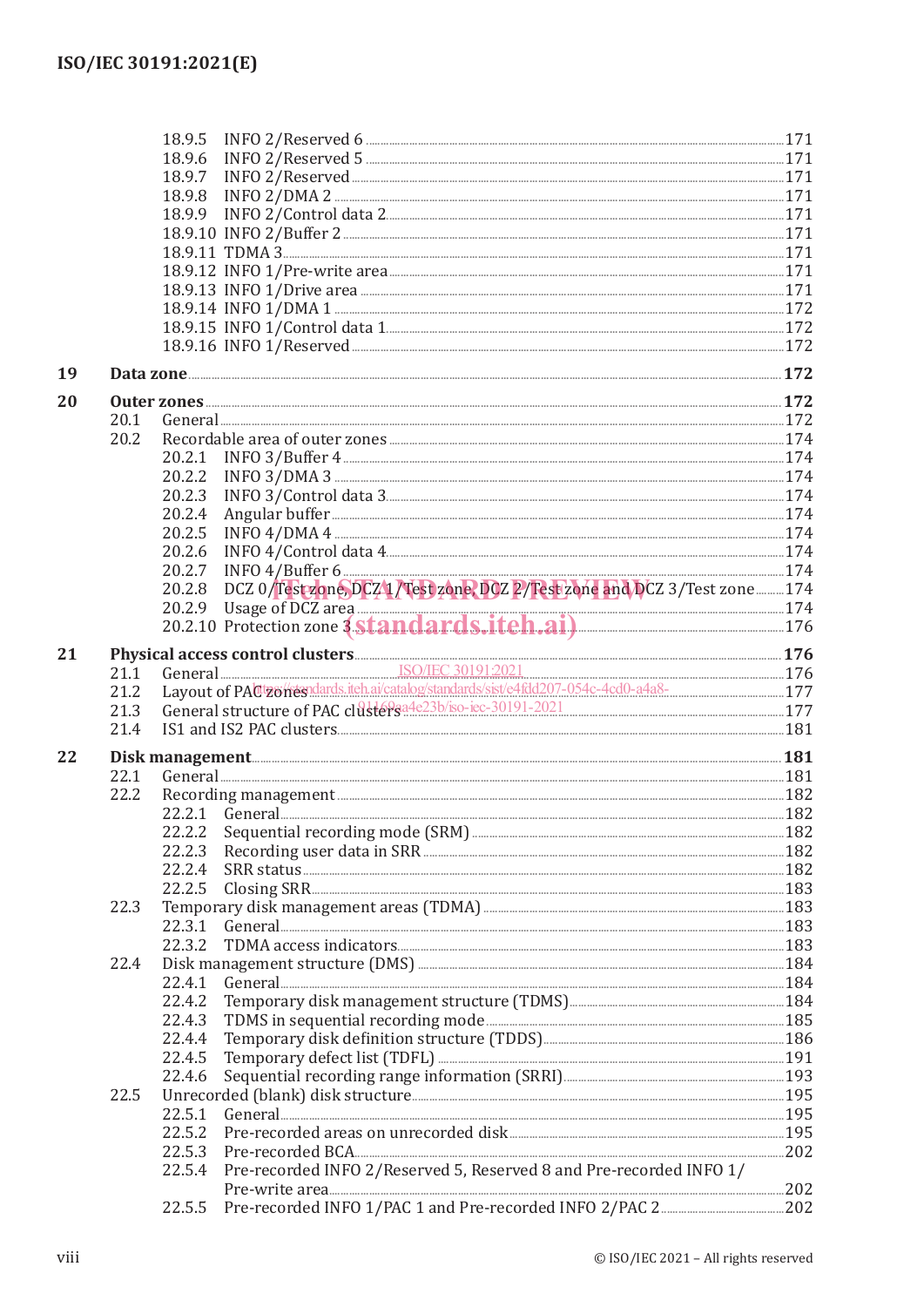18.9.5 INFO 2/Reserved 6 ..... 171
18.9.6 INFO 2/Reserved 5 ..... 171
18.9.7 INFO 2/Reserved ..... 171
18.9.8 INFO 2/DMA 2 ..... 171
18.9.9 INFO 2/Control data 2 ..... 171
18.9.10 INFO 2/Buffer 2 ..... 171
18.9.11 TDMA 3 ..... 171
18.9.12 INFO 1/Pre-write area ..... 171
18.9.13 INFO 1/Drive area ..... 171
18.9.14 INFO 1/DMA 1 ..... 172
18.9.15 INFO 1/Control data 1 ..... 172
18.9.16 INFO 1/Reserved ..... 172

**19 Data zone ..... 172**

**20 Outer zones ..... 172**
20.1 General ..... 172
20.2 Recordable area of outer zones ..... 174
20.2.1 INFO 3/Buffer 4 ..... 174
20.2.2 INFO 3/DMA 3 ..... 174
20.2.3 INFO 3/Control data 3 ..... 174
20.2.4 Angular buffer ..... 174
20.2.5 INFO 4/DMA 4 ..... 174
20.2.6 INFO 4/Control data 4 ..... 174
20.2.7 INFO 4/Buffer 6 ..... 174
20.2.8 DCZ 0/Test zone, DCZ 1/Test zone, DCZ 2/Test zone and DCZ 3/Test zone ..... 174
20.2.9 Usage of DCZ area ..... 174
20.2.10 Protection zone 3 ..... 176

**21 Physical access control clusters ..... 176**
21.1 General ..... 176
21.2 Layout of PAC zones ..... 177
21.3 General structure of PAC clusters ..... 177
21.4 IS1 and IS2 PAC clusters ..... 181

**22 Disk management ..... 181**
22.1 General ..... 181
22.2 Recording management ..... 182
22.2.1 General ..... 182
22.2.2 Sequential recording mode (SRM) ..... 182
22.2.3 Recording user data in SRR ..... 182
22.2.4 SRR status ..... 182
22.2.5 Closing SRR ..... 183
22.3 Temporary disk management areas (TDMA) ..... 183
22.3.1 General ..... 183
22.3.2 TDMA access indicators ..... 183
22.4 Disk management structure (DMS) ..... 184
22.4.1 General ..... 184
22.4.2 Temporary disk management structure (TDMS) ..... 184
22.4.3 TDMS in sequential recording mode ..... 185
22.4.4 Temporary disk definition structure (TDDS) ..... 186
22.4.5 Temporary defect list (TDFL) ..... 191
22.4.6 Sequential recording range information (SRRI) ..... 193
22.5 Unrecorded (blank) disk structure ..... 195
22.5.1 General ..... 195
22.5.2 Pre-recorded areas on unrecorded disk ..... 195
22.5.3 Pre-recorded BCA ..... 202
22.5.4 Pre-recorded INFO 2/Reserved 5, Reserved 8 and Pre-recorded INFO 1/Pre-write area ..... 202
22.5.5 Pre-recorded INFO 1/PAC 1 and Pre-recorded INFO 2/PAC 2 ..... 202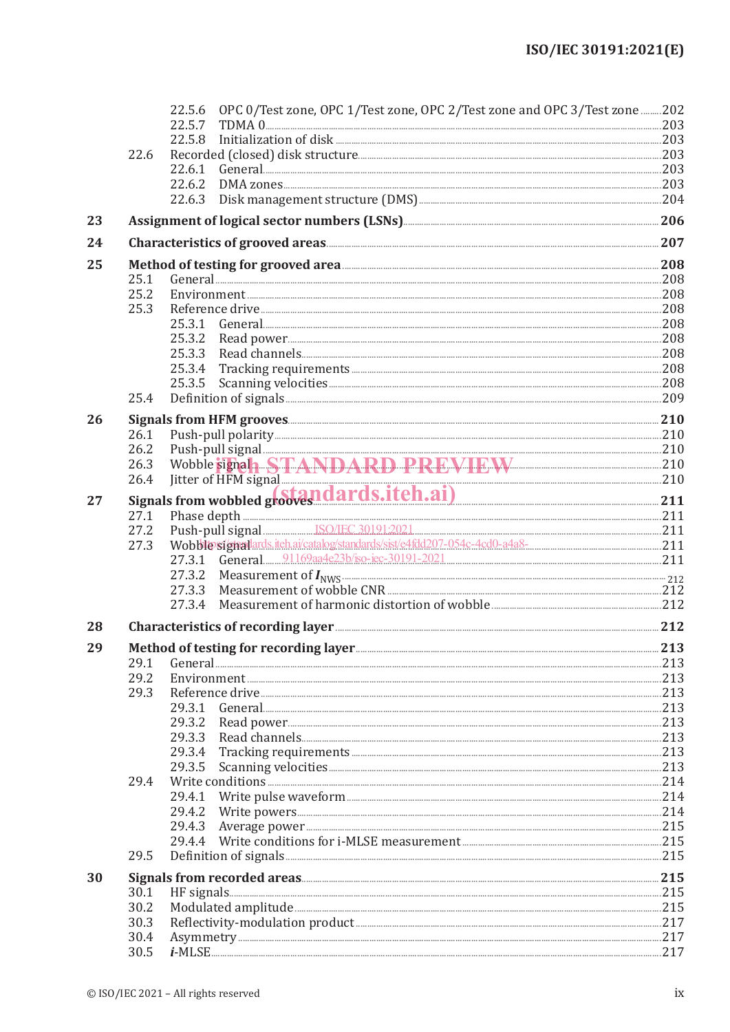22.5.6 OPC 0/Test zone, OPC 1/Test zone, OPC 2/Test zone and OPC 3/Test zone ........ 202
22.5.7 TDMA 0 ........ 203
22.5.8 Initialization of disk ........ 203
22.6 Recorded (closed) disk structure ........ 203
22.6.1 General ........ 203
22.6.2 DMA zones ........ 203
22.6.3 Disk management structure (DMS) ........ 204

**23 Assignment of logical sector numbers (LSNs) ........ 206**

**24 Characteristics of grooved areas ........ 207**

**25 Method of testing for grooved area ........ 208**
25.1 General ........ 208
25.2 Environment ........ 208
25.3 Reference drive ........ 208
25.3.1 General ........ 208
25.3.2 Read power ........ 208
25.3.3 Read channels ........ 208
25.3.4 Tracking requirements ........ 208
25.3.5 Scanning velocities ........ 208
25.4 Definition of signals ........ 209

**26 Signals from HFM grooves ........ 210**
26.1 Push-pull polarity ........ 210
26.2 Push-pull signal ........ 210
26.3 Wobble signal ........ 210
26.4 Jitter of HFM signal ........ 210

**27 Signals from wobbled grooves ........ 211**
27.1 Phase depth ........ 211
27.2 Push-pull signal ........ 211
27.3 Wobble signal ........ 211
27.3.1 General ........ 211
27.3.2 Measurement of $I_{NWS}$ ........ 212
27.3.3 Measurement of wobble CNR ........ 212
27.3.4 Measurement of harmonic distortion of wobble ........ 212

**28 Characteristics of recording layer ........ 212**

**29 Method of testing for recording layer ........ 213**
29.1 General ........ 213
29.2 Environment ........ 213
29.3 Reference drive ........ 213
29.3.1 General ........ 213
29.3.2 Read power ........ 213
29.3.3 Read channels ........ 213
29.3.4 Tracking requirements ........ 213
29.3.5 Scanning velocities ........ 213
29.4 Write conditions ........ 214
29.4.1 Write pulse waveform ........ 214
29.4.2 Write powers ........ 214
29.4.3 Average power ........ 215
29.4.4 Write conditions for i-MLSE measurement ........ 215
29.5 Definition of signals ........ 215

**30 Signals from recorded areas ........ 215**
30.1 HF signals ........ 215
30.2 Modulated amplitude ........ 215
30.3 Reflectivity-modulation product ........ 217
30.4 Asymmetry ........ 217
30.5 *i*-MLSE ........ 217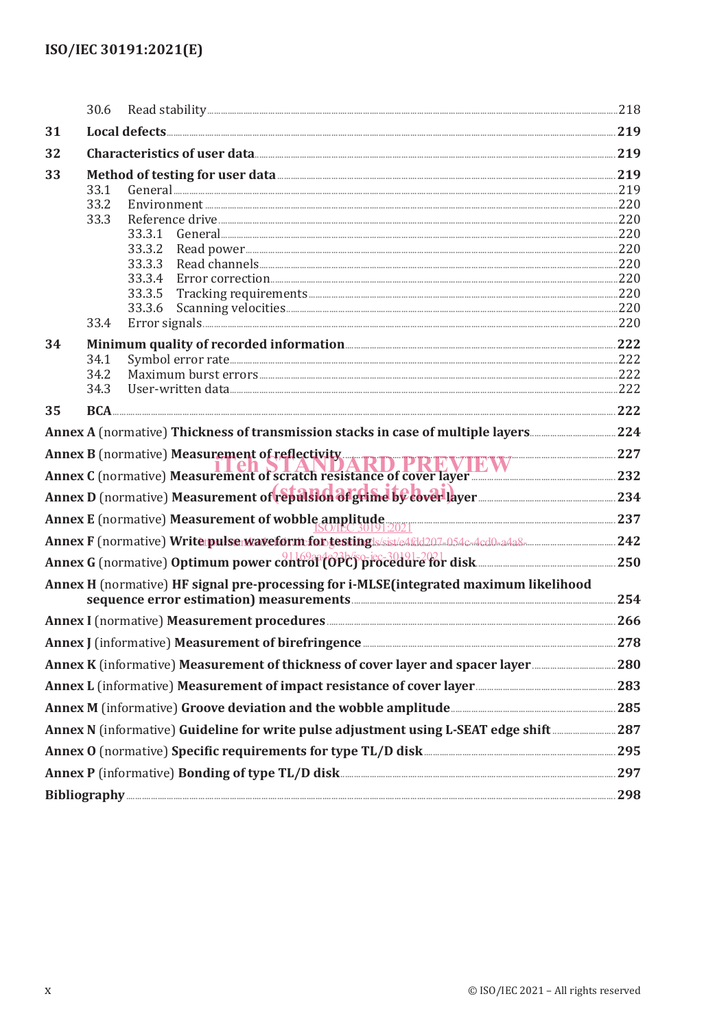30.6 Read stability ..... 218

**31 Local defects** ..... **219**

**32 Characteristics of user data** ..... **219**

**33 Method of testing for user data** ..... **219**

33.1 General ..... 219

33.2 Environment ..... 220

33.3 Reference drive ..... 220

33.3.1 General ..... 220

33.3.2 Read power ..... 220

33.3.3 Read channels ..... 220

33.3.4 Error correction ..... 220

33.3.5 Tracking requirements ..... 220

33.3.6 Scanning velocities ..... 220

33.4 Error signals ..... 220

**34 Minimum quality of recorded information** ..... **222**

34.1 Symbol error rate ..... 222

34.2 Maximum burst errors ..... 222

34.3 User-written data ..... 222

**35 BCA** ..... **222**

**Annex A** (normative) **Thickness of transmission stacks in case of multiple layers** ..... **224**

**Annex B** (normative) **Measurement of reflectivity** ..... **227**

**Annex C** (normative) **Measurement of scratch resistance of cover layer** ..... **232**

**Annex D** (normative) **Measurement of repulsion of grime by cover layer** ..... **234**

**Annex E** (normative) **Measurement of wobble amplitude** ..... **237**

**Annex F** (normative) **Write pulse waveform for testing** ..... **242**

**Annex G** (normative) **Optimum power control (OPC) procedure for disk** ..... **250**

**Annex H** (normative) **HF signal pre-processing for i-MLSE(integrated maximum likelihood sequence error estimation) measurements** ..... **254**

**Annex I** (normative) **Measurement procedures** ..... **266**

**Annex J** (informative) **Measurement of birefringence** ..... **278**

**Annex K** (informative) **Measurement of thickness of cover layer and spacer layer** ..... **280**

**Annex L** (informative) **Measurement of impact resistance of cover layer** ..... **283**

**Annex M** (informative) **Groove deviation and the wobble amplitude** ..... **285**

**Annex N** (informative) **Guideline for write pulse adjustment using L-SEAT edge shift** ..... **287**

**Annex O** (normative) **Specific requirements for type TL/D disk** ..... **295**

**Annex P** (informative) **Bonding of type TL/D disk** ..... **297**

**Bibliography** ..... **298**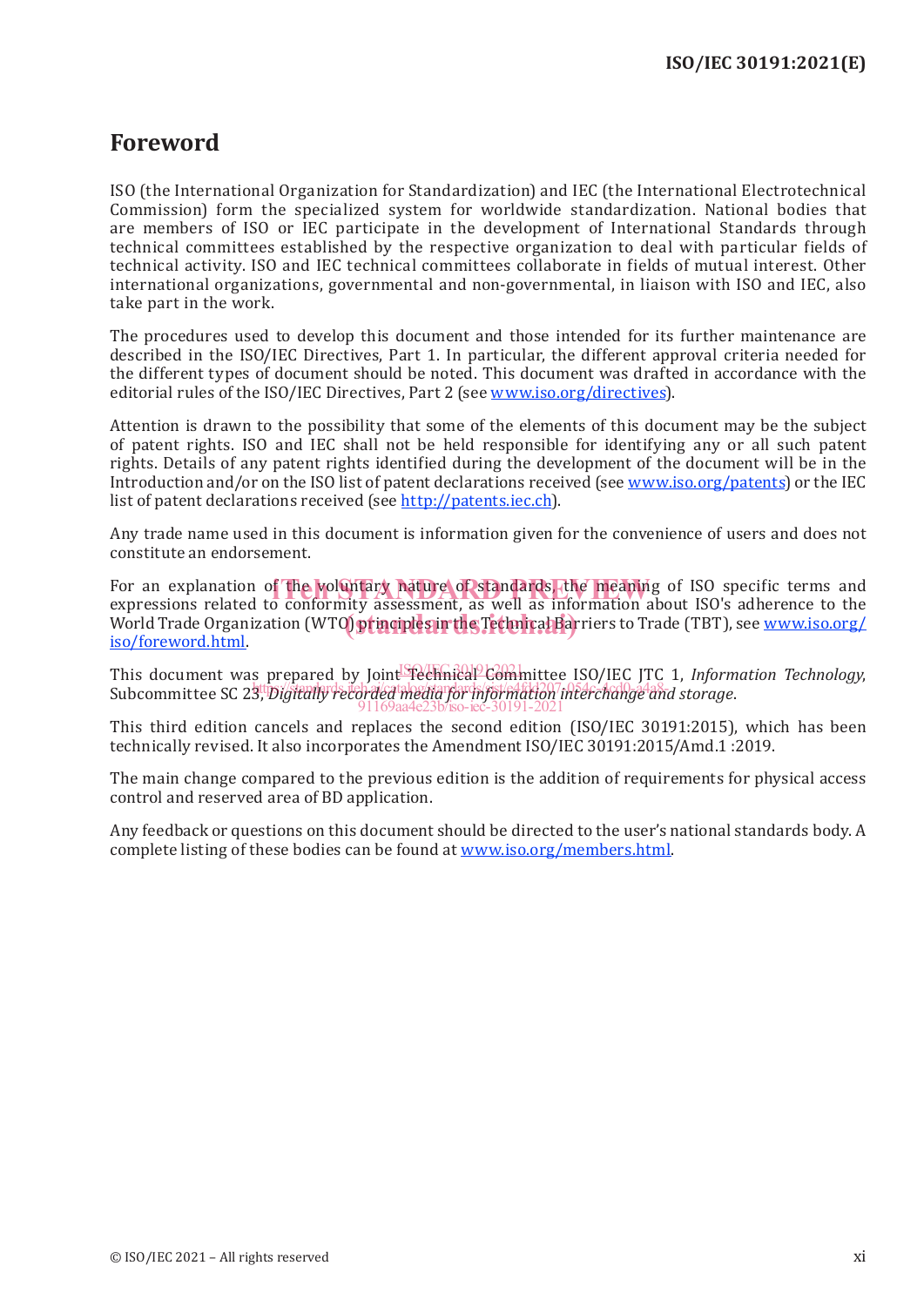# Foreword

ISO (the International Organization for Standardization) and IEC (the International Electrotechnical Commission) form the specialized system for worldwide standardization. National bodies that are members of ISO or IEC participate in the development of International Standards through technical committees established by the respective organization to deal with particular fields of technical activity. ISO and IEC technical committees collaborate in fields of mutual interest. Other international organizations, governmental and non-governmental, in liaison with ISO and IEC, also take part in the work.

The procedures used to develop this document and those intended for its further maintenance are described in the ISO/IEC Directives, Part 1. In particular, the different approval criteria needed for the different types of document should be noted. This document was drafted in accordance with the editorial rules of the ISO/IEC Directives, Part 2 (see www.iso.org/directives).

Attention is drawn to the possibility that some of the elements of this document may be the subject of patent rights. ISO and IEC shall not be held responsible for identifying any or all such patent rights. Details of any patent rights identified during the development of the document will be in the Introduction and/or on the ISO list of patent declarations received (see www.iso.org/patents) or the IEC list of patent declarations received (see http://patents.iec.ch).

Any trade name used in this document is information given for the convenience of users and does not constitute an endorsement.

For an explanation of the voluntary nature of standards, the meaning of ISO specific terms and expressions related to conformity assessment, as well as information about ISO's adherence to the World Trade Organization (WTO) principles in the Technical Barriers to Trade (TBT), see www.iso.org/iso/foreword.html.

This document was prepared by Joint Technical Committee ISO/IEC JTC 1, *Information Technology*, Subcommittee SC 23, *Digitally recorded media for information interchange and storage*.

This third edition cancels and replaces the second edition (ISO/IEC 30191:2015), which has been technically revised. It also incorporates the Amendment ISO/IEC 30191:2015/Amd.1 :2019.

The main change compared to the previous edition is the addition of requirements for physical access control and reserved area of BD application.

Any feedback or questions on this document should be directed to the user's national standards body. A complete listing of these bodies can be found at www.iso.org/members.html.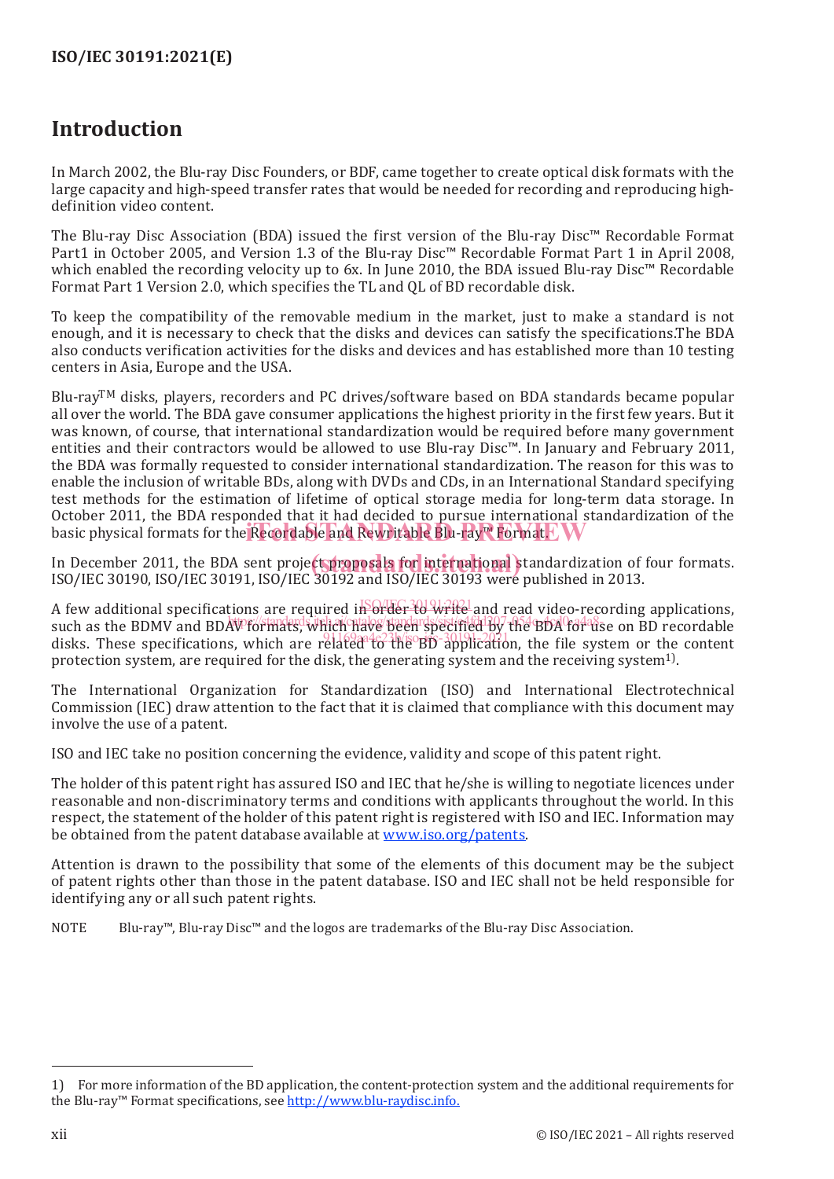# Introduction

In March 2002, the Blu-ray Disc Founders, or BDF, came together to create optical disk formats with the large capacity and high-speed transfer rates that would be needed for recording and reproducing high-definition video content.

The Blu-ray Disc Association (BDA) issued the first version of the Blu-ray Disc™ Recordable Format Part1 in October 2005, and Version 1.3 of the Blu-ray Disc™ Recordable Format Part 1 in April 2008, which enabled the recording velocity up to 6x. In June 2010, the BDA issued Blu-ray Disc™ Recordable Format Part 1 Version 2.0, which specifies the TL and QL of BD recordable disk.

To keep the compatibility of the removable medium in the market, just to make a standard is not enough, and it is necessary to check that the disks and devices can satisfy the specifications.The BDA also conducts verification activities for the disks and devices and has established more than 10 testing centers in Asia, Europe and the USA.

Blu-ray™ disks, players, recorders and PC drives/software based on BDA standards became popular all over the world. The BDA gave consumer applications the highest priority in the first few years. But it was known, of course, that international standardization would be required before many government entities and their contractors would be allowed to use Blu-ray Disc™. In January and February 2011, the BDA was formally requested to consider international standardization. The reason for this was to enable the inclusion of writable BDs, along with DVDs and CDs, in an International Standard specifying test methods for the estimation of lifetime of optical storage media for long-term data storage. In October 2011, the BDA responded that it had decided to pursue international standardization of the basic physical formats for the Recordable and Rewritable Blu-ray™ Format.

In December 2011, the BDA sent project proposals for international standardization of four formats. ISO/IEC 30190, ISO/IEC 30191, ISO/IEC 30192 and ISO/IEC 30193 were published in 2013.

A few additional specifications are required in order to write and read video-recording applications, such as the BDMV and BDAV formats, which have been specified by the BDA for use on BD recordable disks. These specifications, which are related to the BD application, the file system or the content protection system, are required for the disk, the generating system and the receiving system[1].

The International Organization for Standardization (ISO) and International Electrotechnical Commission (IEC) draw attention to the fact that it is claimed that compliance with this document may involve the use of a patent.

ISO and IEC take no position concerning the evidence, validity and scope of this patent right.

The holder of this patent right has assured ISO and IEC that he/she is willing to negotiate licences under reasonable and non-discriminatory terms and conditions with applicants throughout the world. In this respect, the statement of the holder of this patent right is registered with ISO and IEC. Information may be obtained from the patent database available at www.iso.org/patents.

Attention is drawn to the possibility that some of the elements of this document may be the subject of patent rights other than those in the patent database. ISO and IEC shall not be held responsible for identifying any or all such patent rights.

NOTE Blu-ray™, Blu-ray Disc™ and the logos are trademarks of the Blu-ray Disc Association.

---

1) For more information of the BD application, the content-protection system and the additional requirements for the Blu-ray™ Format specifications, see http://www.blu-raydisc.info.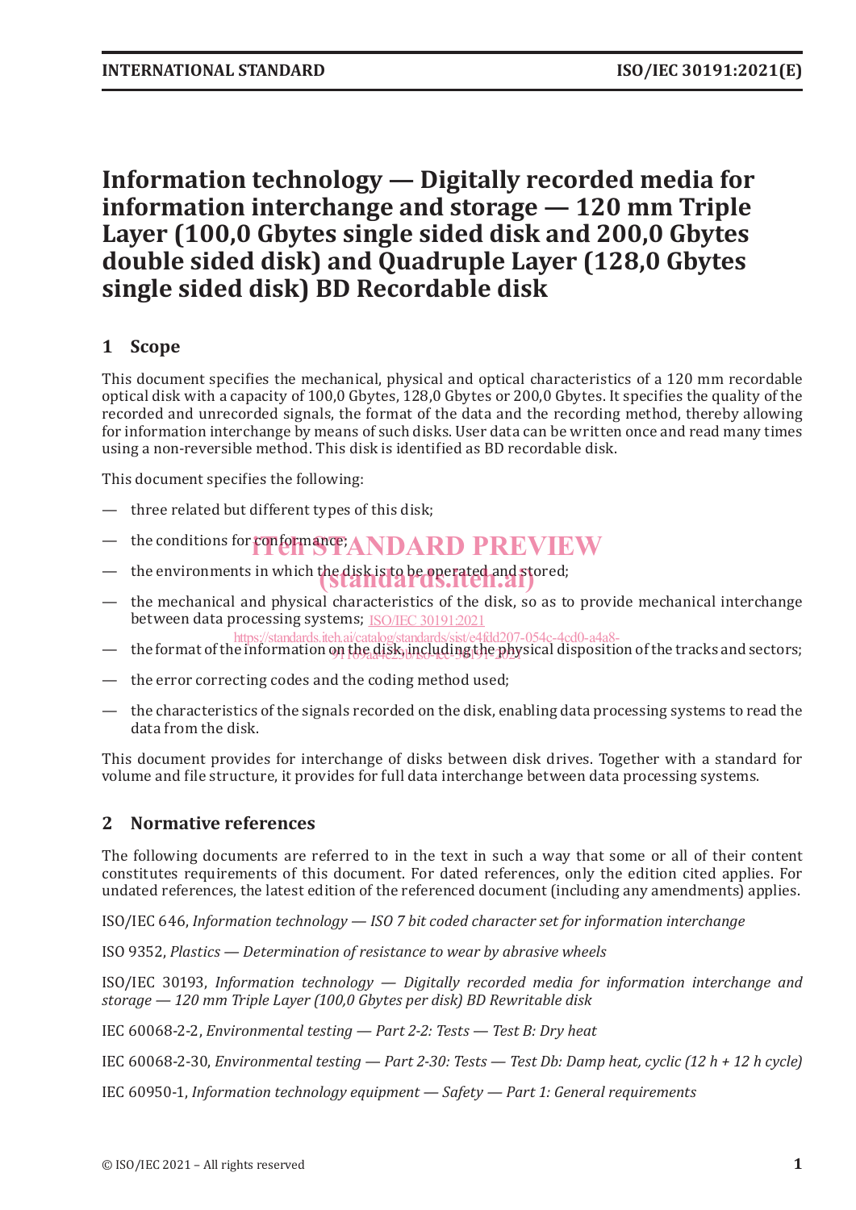# Information technology — Digitally recorded media for information interchange and storage — 120 mm Triple Layer (100,0 Gbytes single sided disk and 200,0 Gbytes double sided disk) and Quadruple Layer (128,0 Gbytes single sided disk) BD Recordable disk

## 1 Scope

This document specifies the mechanical, physical and optical characteristics of a 120 mm recordable optical disk with a capacity of 100,0 Gbytes, 128,0 Gbytes or 200,0 Gbytes. It specifies the quality of the recorded and unrecorded signals, the format of the data and the recording method, thereby allowing for information interchange by means of such disks. User data can be written once and read many times using a non-reversible method. This disk is identified as BD recordable disk.

This document specifies the following:

- three related but different types of this disk;
- the conditions for conformance;
- the environments in which the disk is to be operated and stored;
- the mechanical and physical characteristics of the disk, so as to provide mechanical interchange between data processing systems;
- the format of the information on the disk, including the physical disposition of the tracks and sectors;
- the error correcting codes and the coding method used;
- the characteristics of the signals recorded on the disk, enabling data processing systems to read the data from the disk.

This document provides for interchange of disks between disk drives. Together with a standard for volume and file structure, it provides for full data interchange between data processing systems.

## 2 Normative references

The following documents are referred to in the text in such a way that some or all of their content constitutes requirements of this document. For dated references, only the edition cited applies. For undated references, the latest edition of the referenced document (including any amendments) applies.

ISO/IEC 646, *Information technology — ISO 7 bit coded character set for information interchange*

ISO 9352, *Plastics — Determination of resistance to wear by abrasive wheels*

ISO/IEC 30193, *Information technology — Digitally recorded media for information interchange and storage — 120 mm Triple Layer (100,0 Gbytes per disk) BD Rewritable disk*

IEC 60068-2-2, *Environmental testing — Part 2-2: Tests — Test B: Dry heat*

IEC 60068-2-30, *Environmental testing — Part 2-30: Tests — Test Db: Damp heat, cyclic (12 h + 12 h cycle)*

IEC 60950-1, *Information technology equipment — Safety — Part 1: General requirements*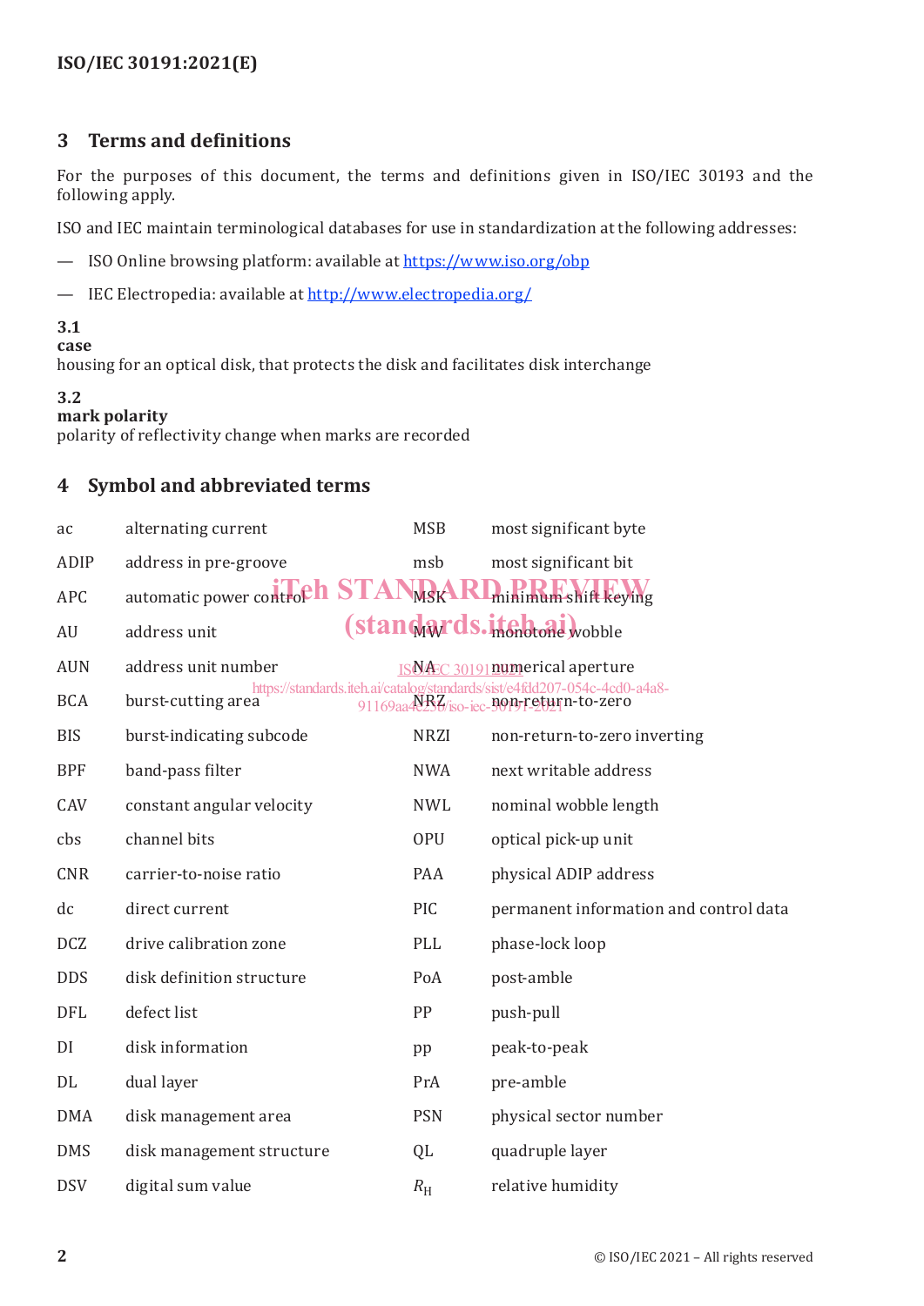## 3 Terms and definitions

For the purposes of this document, the terms and definitions given in ISO/IEC 30193 and the following apply.

ISO and IEC maintain terminological databases for use in standardization at the following addresses:

— ISO Online browsing platform: available at https://www.iso.org/obp

— IEC Electropedia: available at http://www.electropedia.org/

**3.1**
**case**
housing for an optical disk, that protects the disk and facilitates disk interchange

**3.2**
**mark polarity**
polarity of reflectivity change when marks are recorded

## 4 Symbol and abbreviated terms

| | |
|---|---|
| ac | alternating current |
| ADIP | address in pre-groove |
| APC | automatic power control |
| AU | address unit |
| AUN | address unit number |
| BCA | burst-cutting area |
| BIS | burst-indicating subcode |
| BPF | band-pass filter |
| CAV | constant angular velocity |
| cbs | channel bits |
| CNR | carrier-to-noise ratio |
| dc | direct current |
| DCZ | drive calibration zone |
| DDS | disk definition structure |
| DFL | defect list |
| DI | disk information |
| DL | dual layer |
| DMA | disk management area |
| DMS | disk management structure |
| DSV | digital sum value |
| MSB | most significant byte |
| msb | most significant bit |
| MSK | minimum shift keying |
| MW | monotone wobble |
| NA | numerical aperture |
| NRZ | non-return-to-zero |
| NRZI | non-return-to-zero inverting |
| NWA | next writable address |
| NWL | nominal wobble length |
| OPU | optical pick-up unit |
| PAA | physical ADIP address |
| PIC | permanent information and control data |
| PLL | phase-lock loop |
| PoA | post-amble |
| PP | push-pull |
| pp | peak-to-peak |
| PrA | pre-amble |
| PSN | physical sector number |
| QL | quadruple layer |
| $R_H$ | relative humidity |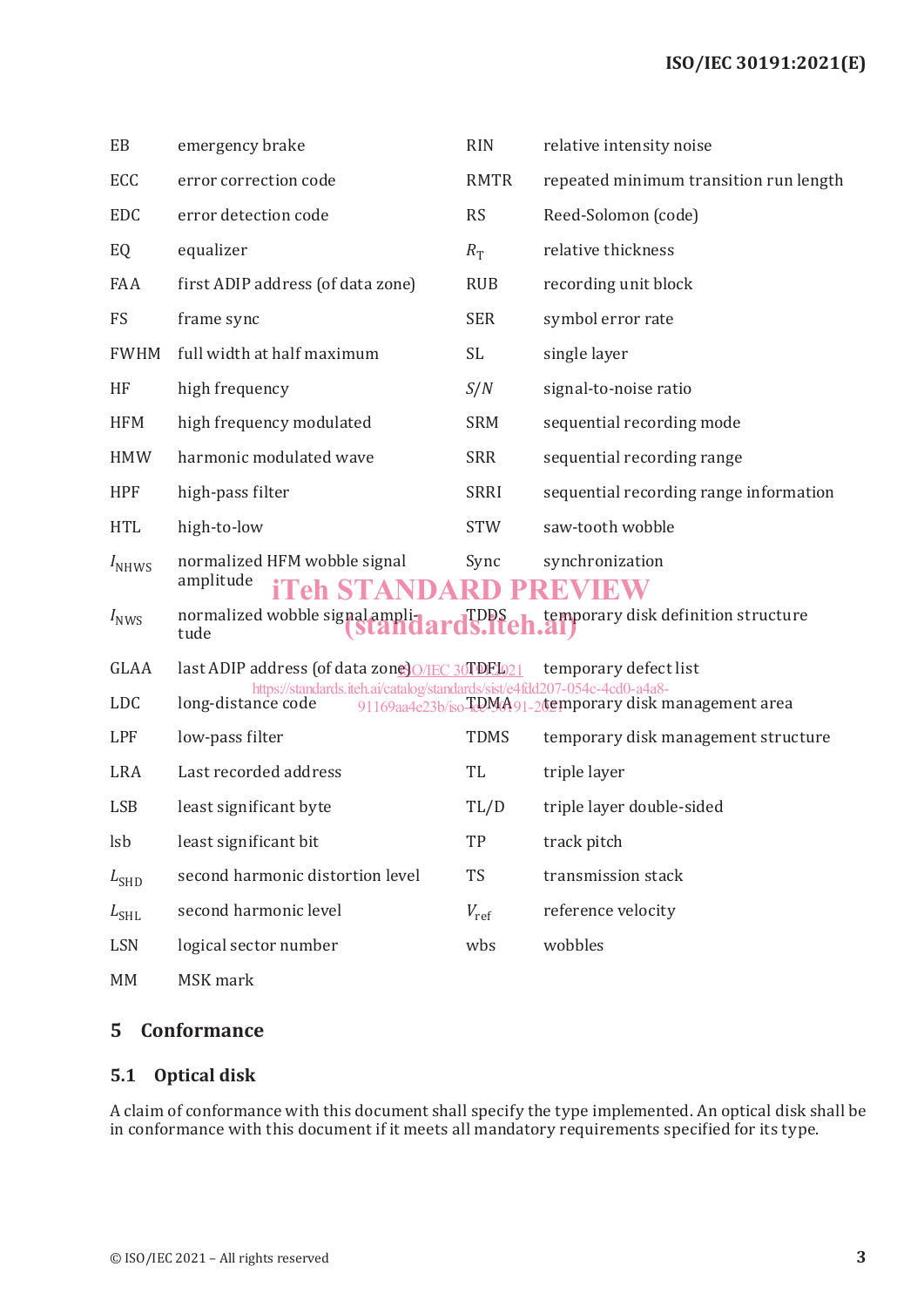| | |
|---|---|
| EB | emergency brake |
| ECC | error correction code |
| EDC | error detection code |
| EQ | equalizer |
| FAA | first ADIP address (of data zone) |
| FS | frame sync |
| FWHM | full width at half maximum |
| HF | high frequency |
| HFM | high frequency modulated |
| HMW | harmonic modulated wave |
| HPF | high-pass filter |
| HTL | high-to-low |
| $I_{NHWS}$ | normalized HFM wobble signal amplitude |
| $I_{NWS}$ | normalized wobble signal amplitude |
| GLAA | last ADIP address (of data zone) |
| LDC | long-distance code |
| LPF | low-pass filter |
| LRA | Last recorded address |
| LSB | least significant byte |
| lsb | least significant bit |
| $L_{SHD}$ | second harmonic distortion level |
| $L_{SHL}$ | second harmonic level |
| LSN | logical sector number |
| MM | MSK mark |
| RIN | relative intensity noise |
| RMTR | repeated minimum transition run length |
| RS | Reed-Solomon (code) |
| $R_T$ | relative thickness |
| RUB | recording unit block |
| SER | symbol error rate |
| SL | single layer |
| $S/N$ | signal-to-noise ratio |
| SRM | sequential recording mode |
| SRR | sequential recording range |
| SRRI | sequential recording range information |
| STW | saw-tooth wobble |
| Sync | synchronization |
| TDDS | temporary disk definition structure |
| TDFL | temporary defect list |
| TDMA | temporary disk management area |
| TDMS | temporary disk management structure |
| TL | triple layer |
| TL/D | triple layer double-sided |
| TP | track pitch |
| TS | transmission stack |
| $V_{ref}$ | reference velocity |
| wbs | wobbles |

## 5 Conformance

### 5.1 Optical disk

A claim of conformance with this document shall specify the type implemented. An optical disk shall be in conformance with this document if it meets all mandatory requirements specified for its type.